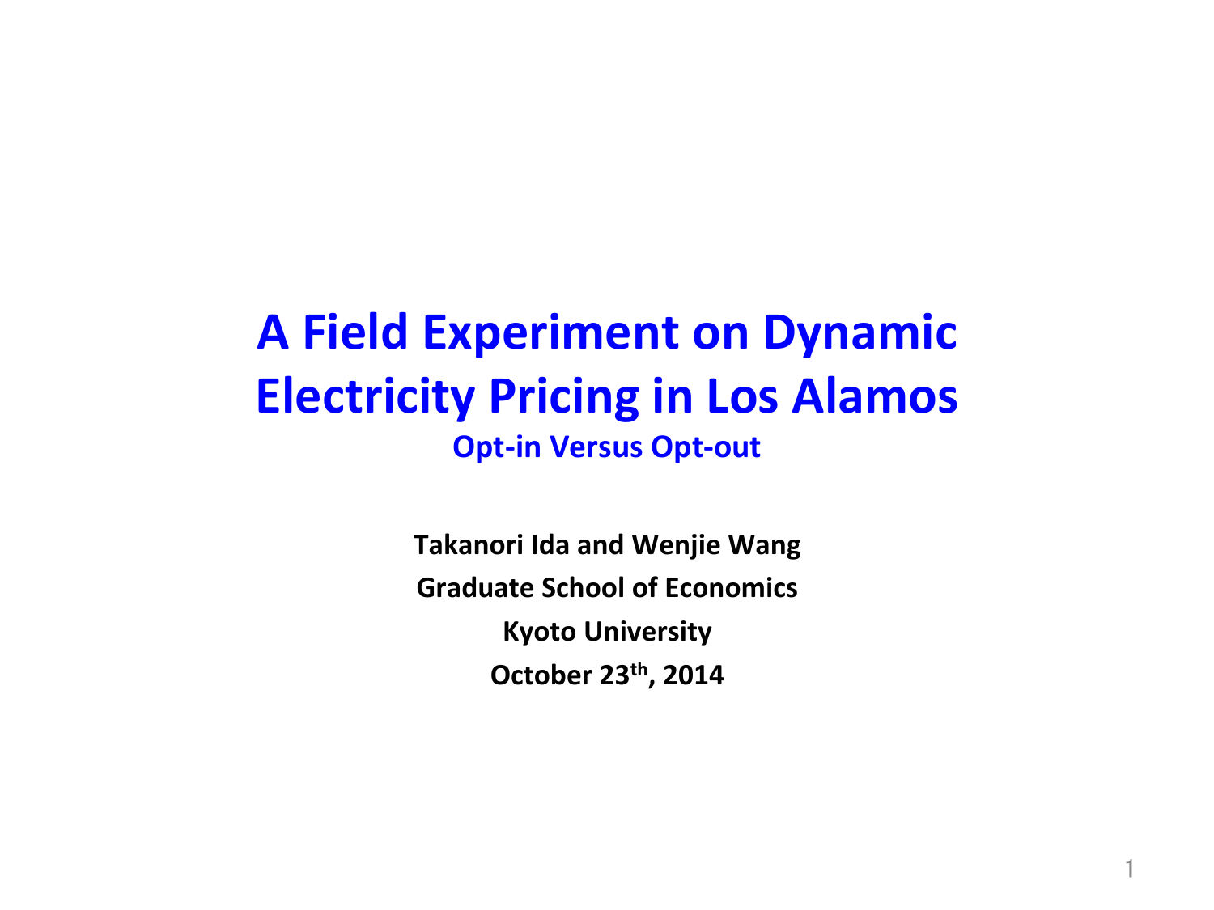# A Field Experiment on Dynamic Electricity Pricing in Los Alamos

## Opt-in Versus Opt-out

**Takanori Ida and Wenjie Wang**

**Graduate School of Economics**

**Kyoto University**

**October 23th, 2014**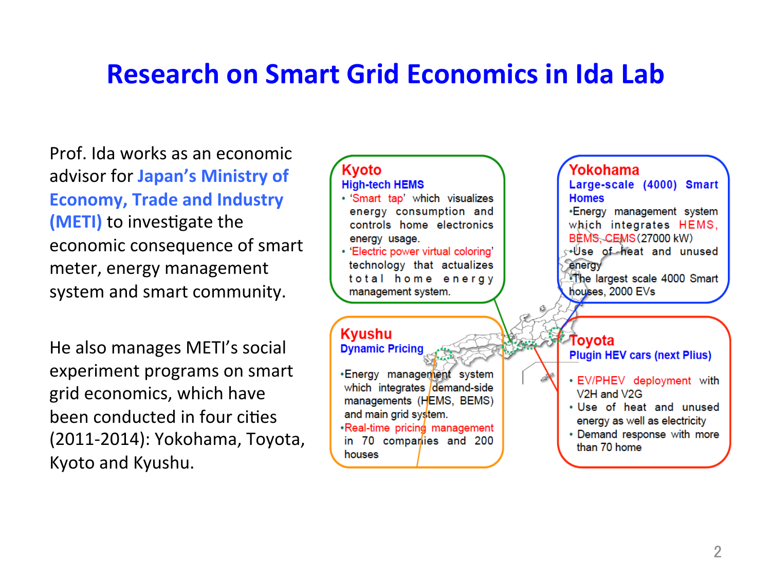# Research on Smart Grid Economics in Ida Lab

Prof. Ida works as an economic advisor for **Japan's Ministry of Economy, Trade and Industry (METI)** to investigate the economic consequence of smart meter, energy management system and smart community.

He also manages METI's social experiment programs on smart grid economics, which have been conducted in four cities (2011-2014): Yokohama, Toyota, Kyoto and Kyushu.

### Kyoto
**High-tech HEMS**

- 'Smart tap' which visualizes energy consumption and controls home electronics energy usage.
- 'Electric power virtual coloring' technology that actualizes total home energy management system.

### Yokohama
**Large-scale (4000) Smart Homes**

- Energy management system which integrates HEMS, BEMS, CEMS (27000 kW)
- Use of heat and unused energy
- The largest scale 4000 Smart houses, 2000 EVs

### Kyushu
**Dynamic Pricing**

- Energy management system which integrates demand-side managements (HEMS, BEMS) and main grid system.
- Real-time pricing management in 70 companies and 200 houses

### Toyota
**Plugin HEV cars (next Plius)**

- EV/PHEV deployment with V2H and V2G
- Use of heat and unused energy as well as electricity
- Demand response with more than 70 home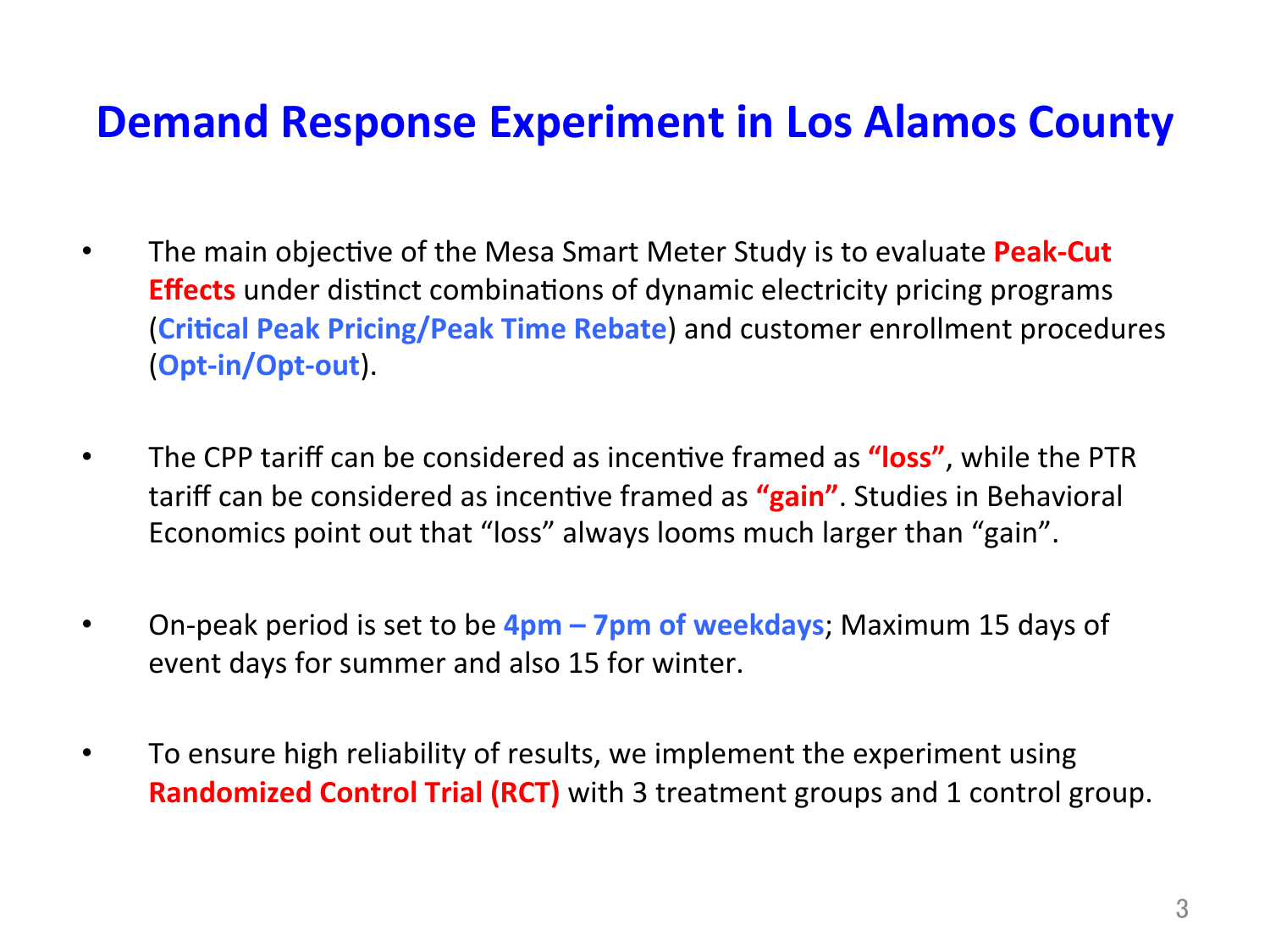# Demand Response Experiment in Los Alamos County

- The main objective of the Mesa Smart Meter Study is to evaluate **Peak-Cut Effects** under distinct combinations of dynamic electricity pricing programs (**Critical Peak Pricing/Peak Time Rebate**) and customer enrollment procedures (**Opt-in/Opt-out**).

- The CPP tariff can be considered as incentive framed as **"loss"**, while the PTR tariff can be considered as incentive framed as **"gain"**. Studies in Behavioral Economics point out that "loss" always looms much larger than "gain".

- On-peak period is set to be **4pm – 7pm of weekdays**; Maximum 15 days of event days for summer and also 15 for winter.

- To ensure high reliability of results, we implement the experiment using **Randomized Control Trial (RCT)** with 3 treatment groups and 1 control group.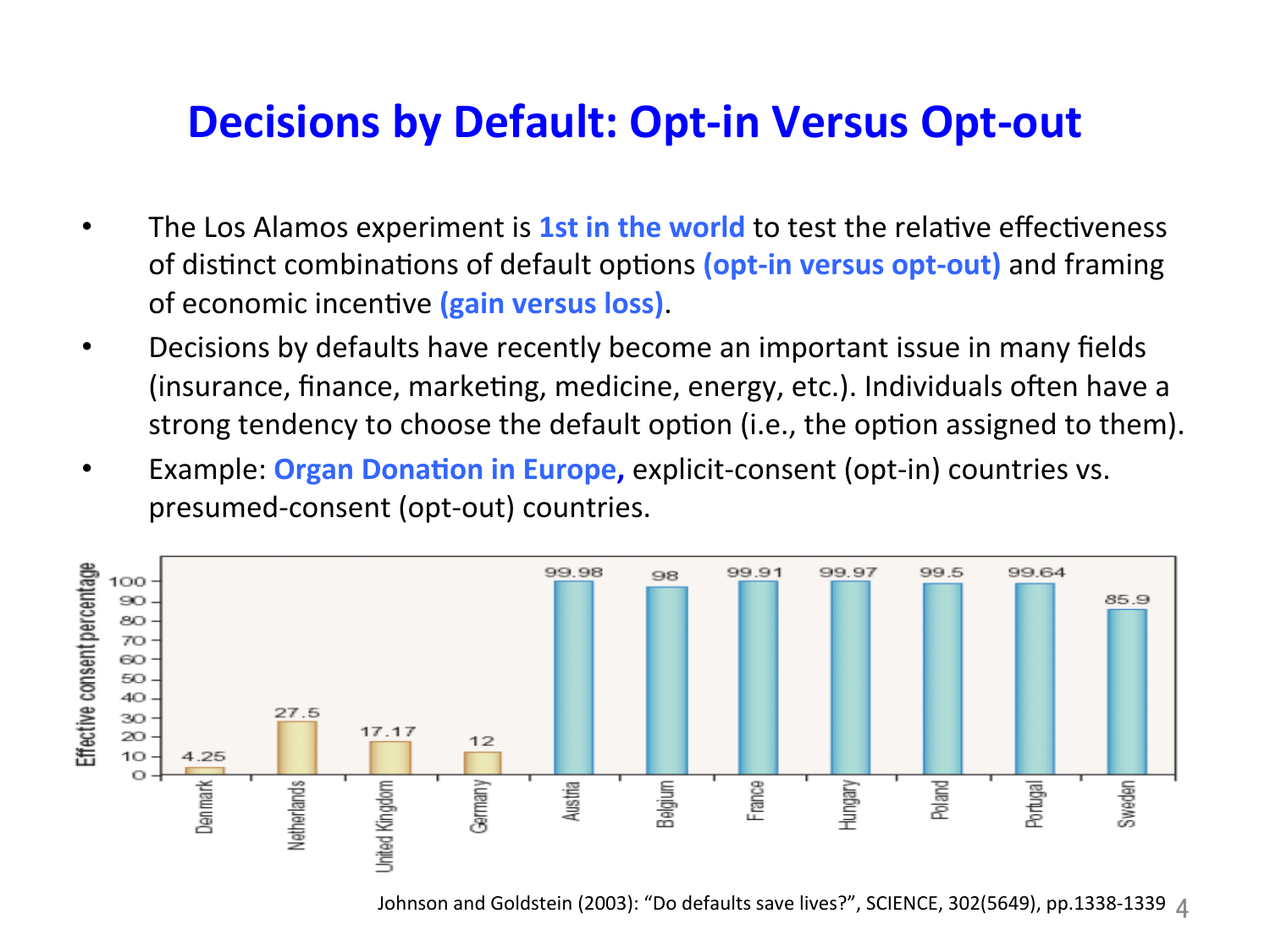# Decisions by Default: Opt-in Versus Opt-out

- The Los Alamos experiment is **1st in the world** to test the relative effectiveness of distinct combinations of default options **(opt-in versus opt-out)** and framing of economic incentive **(gain versus loss)**.
- Decisions by defaults have recently become an important issue in many fields (insurance, finance, marketing, medicine, energy, etc.). Individuals often have a strong tendency to choose the default option (i.e., the option assigned to them).
- Example: **Organ Donation in Europe,** explicit-consent (opt-in) countries vs. presumed-consent (opt-out) countries.

| Country | Effective consent percentage |
| --- | --- |
| Denmark | 4.25 |
| Netherlands | 27.5 |
| United Kingdom | 17.17 |
| Germany | 12 |
| Austria | 99.98 |
| Belgium | 98 |
| France | 99.91 |
| Hungary | 99.97 |
| Poland | 99.5 |
| Portugal | 99.64 |
| Sweden | 85.9 |

Johnson and Goldstein (2003): "Do defaults save lives?", SCIENCE, 302(5649), pp.1338-1339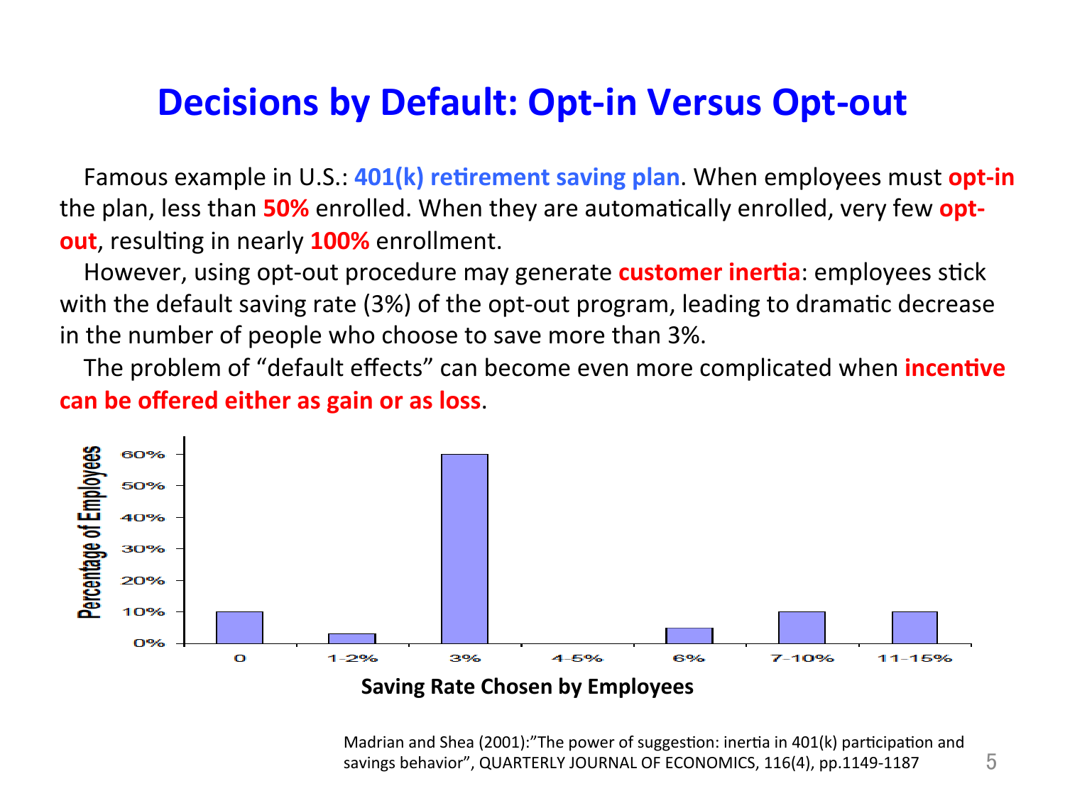# Decisions by Default: Opt-in Versus Opt-out

Famous example in U.S.: **401(k) retirement saving plan**. When employees must **opt-in** the plan, less than **50%** enrolled. When they are automatically enrolled, very few **opt-out**, resulting in nearly **100%** enrollment.

However, using opt-out procedure may generate **customer inertia**: employees stick with the default saving rate (3%) of the opt-out program, leading to dramatic decrease in the number of people who choose to save more than 3%.

The problem of "default effects" can become even more complicated when **incentive can be offered either as gain or as loss**.

| Saving Rate Chosen by Employees | Percentage of Employees |
|---|---|
| 0 | 10% |
| 1-2% | 3% |
| 3% | 60% |
| 4-5% | 0% |
| 6% | 5% |
| 7-10% | 10% |
| 11-15% | 10% |

**Saving Rate Chosen by Employees**

Madrian and Shea (2001):"The power of suggestion: inertia in 401(k) participation and savings behavior", QUARTERLY JOURNAL OF ECONOMICS, 116(4), pp.1149-1187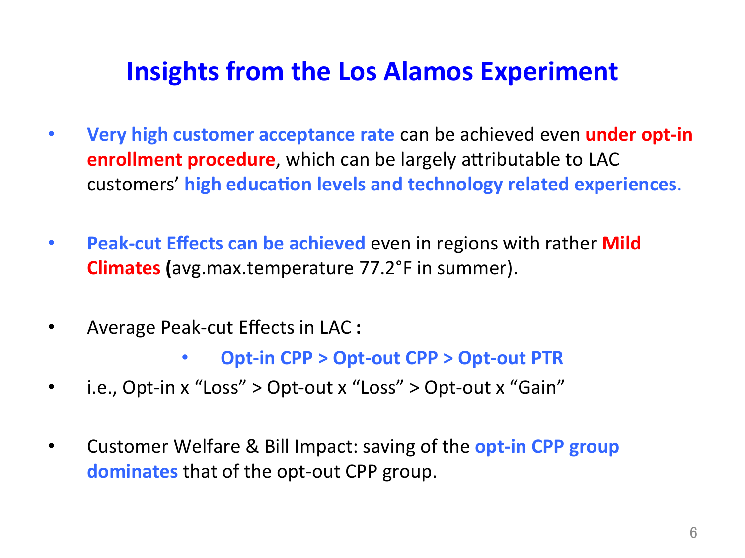# Insights from the Los Alamos Experiment

- **Very high customer acceptance rate** can be achieved even **under opt-in enrollment procedure**, which can be largely attributable to LAC customers' **high education levels and technology related experiences**.

- **Peak-cut Effects can be achieved** even in regions with rather **Mild Climates** (avg.max.temperature 77.2°F in summer).

- Average Peak-cut Effects in LAC **:**
  - **Opt-in CPP > Opt-out CPP > Opt-out PTR**
- i.e., Opt-in x "Loss" > Opt-out x "Loss" > Opt-out x "Gain"

- Customer Welfare & Bill Impact: saving of the **opt-in CPP group dominates** that of the opt-out CPP group.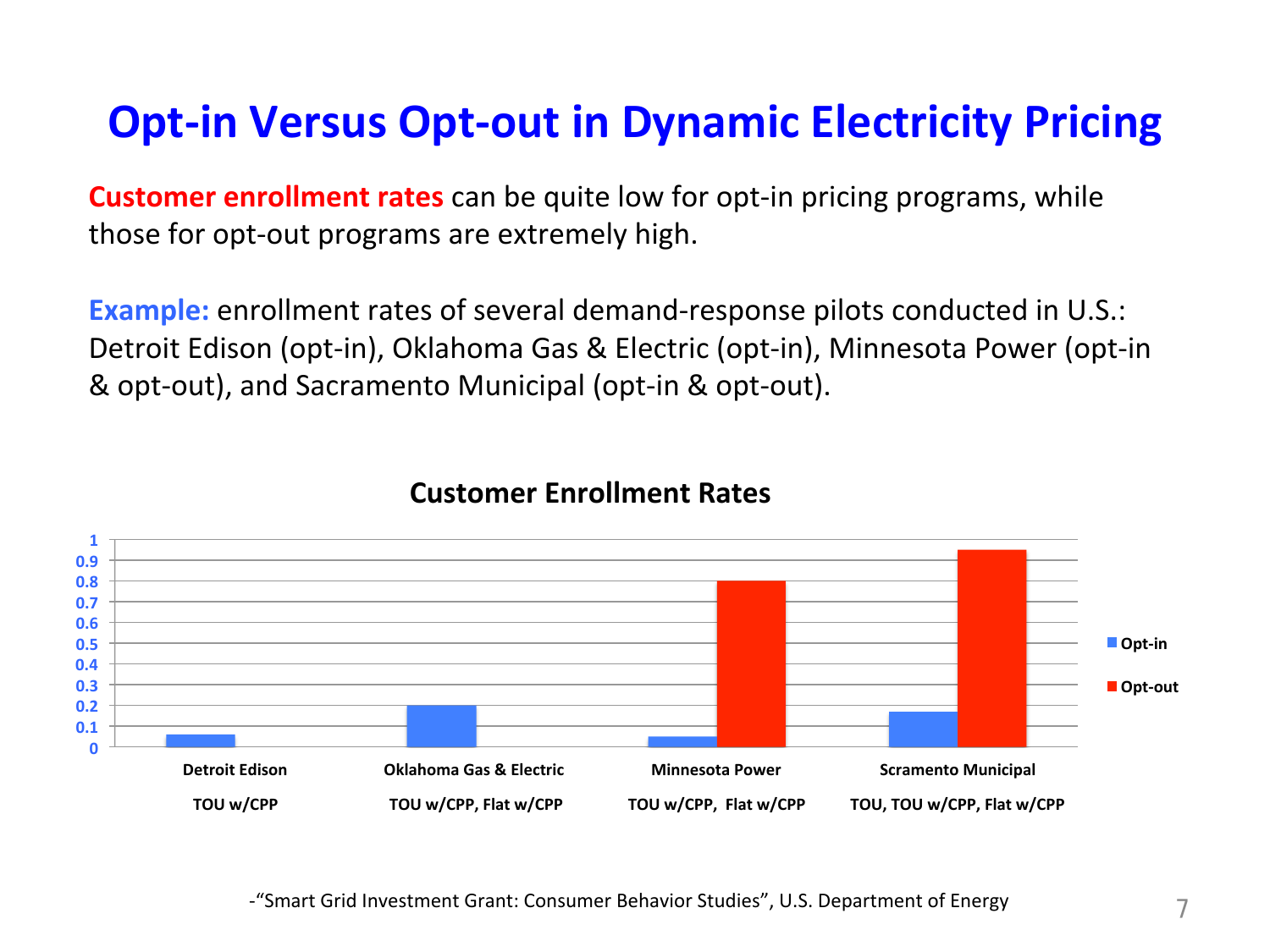# Opt-in Versus Opt-out in Dynamic Electricity Pricing

**Customer enrollment rates** can be quite low for opt-in pricing programs, while those for opt-out programs are extremely high.

**Example:** enrollment rates of several demand-response pilots conducted in U.S.: Detroit Edison (opt-in), Oklahoma Gas & Electric (opt-in), Minnesota Power (opt-in & opt-out), and Sacramento Municipal (opt-in & opt-out).

**Customer Enrollment Rates**

| Program | Rate types | Opt-in | Opt-out |
|---|---|---|---|
| Detroit Edison | TOU w/CPP | ~0.06 | |
| Oklahoma Gas & Electric | TOU w/CPP, Flat w/CPP | ~0.2 | |
| Minnesota Power | TOU w/CPP, Flat w/CPP | ~0.05 | ~0.8 |
| Scramento Municipal | TOU, TOU w/CPP, Flat w/CPP | ~0.17 | ~0.95 |

-"Smart Grid Investment Grant: Consumer Behavior Studies", U.S. Department of Energy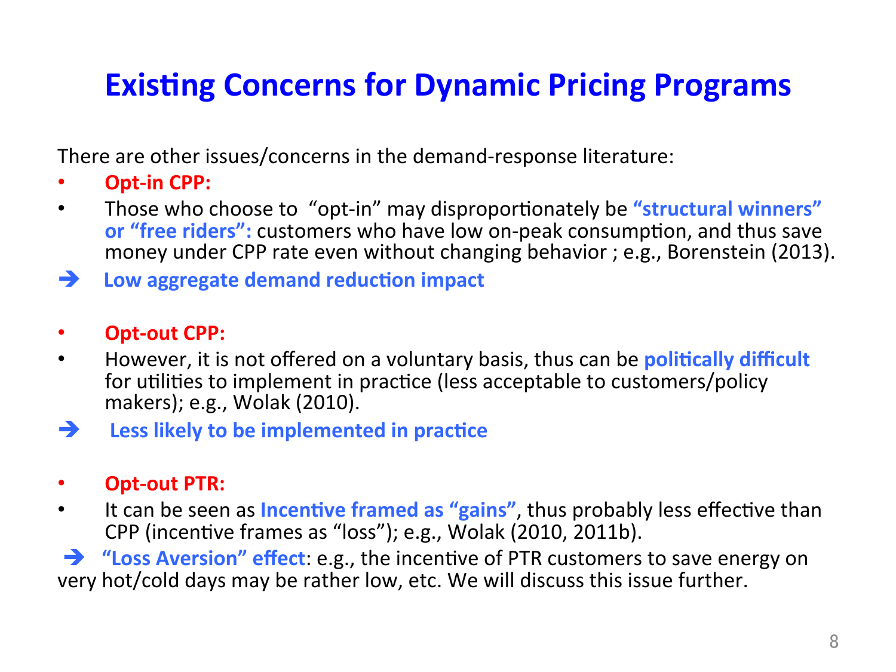# Existing Concerns for Dynamic Pricing Programs

There are other issues/concerns in the demand-response literature:

- **Opt-in CPP:**
- Those who choose to "opt-in" may disproportionately be **"structural winners" or "free riders":** customers who have low on-peak consumption, and thus save money under CPP rate even without changing behavior ; e.g., Borenstein (2013).

➔ **Low aggregate demand reduction impact**

- **Opt-out CPP:**
- However, it is not offered on a voluntary basis, thus can be **politically difficult** for utilities to implement in practice (less acceptable to customers/policy makers); e.g., Wolak (2010).

➔ **Less likely to be implemented in practice**

- **Opt-out PTR:**
- It can be seen as **Incentive framed as "gains"**, thus probably less effective than CPP (incentive frames as "loss"); e.g., Wolak (2010, 2011b).

➔ **"Loss Aversion" effect**: e.g., the incentive of PTR customers to save energy on very hot/cold days may be rather low, etc. We will discuss this issue further.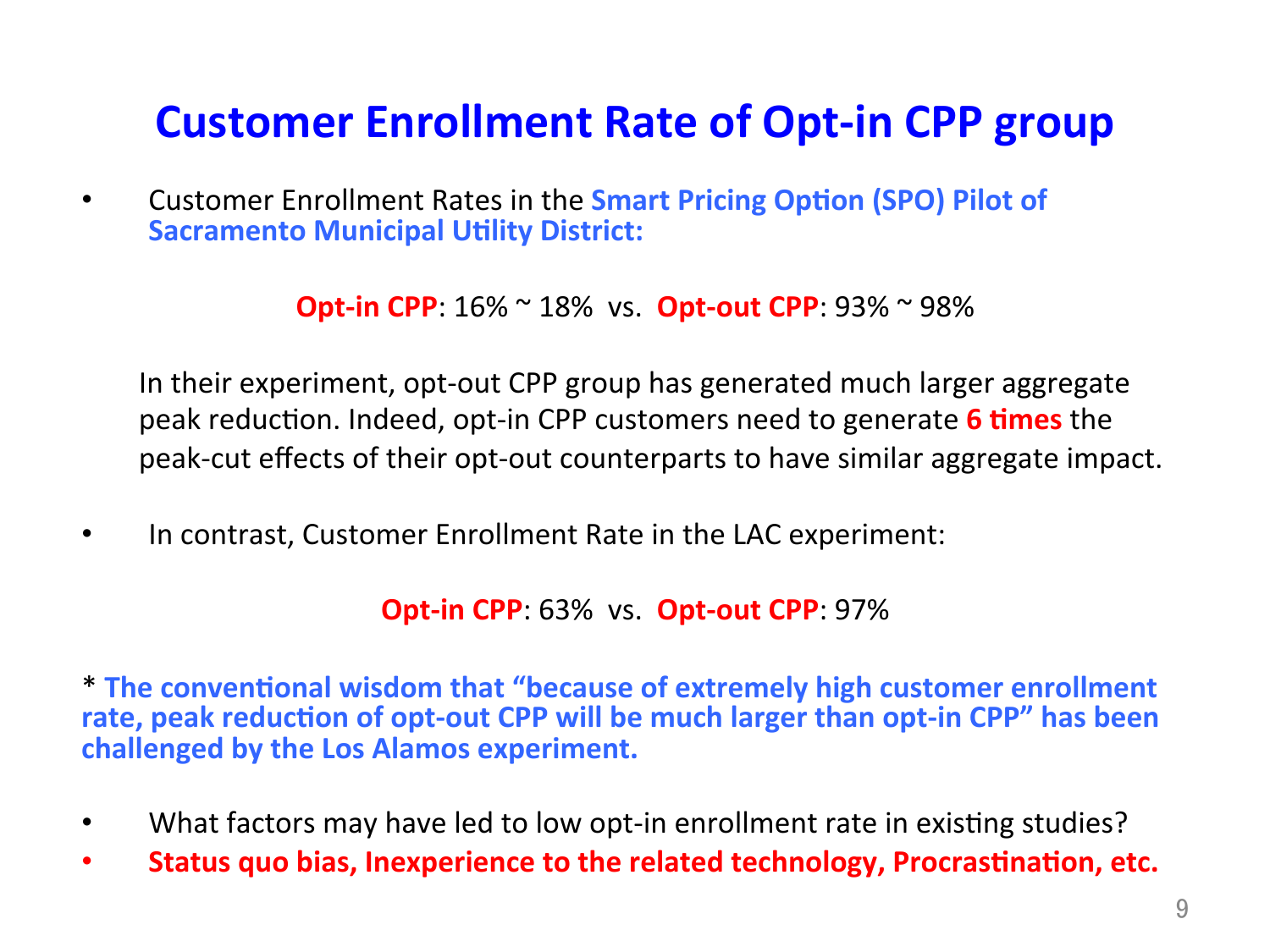# Customer Enrollment Rate of Opt-in CPP group

- Customer Enrollment Rates in the **Smart Pricing Option (SPO) Pilot of Sacramento Municipal Utility District:**

  **Opt-in CPP**: 16% ~ 18% vs. **Opt-out CPP**: 93% ~ 98%

  In their experiment, opt-out CPP group has generated much larger aggregate peak reduction. Indeed, opt-in CPP customers need to generate **6 times** the peak-cut effects of their opt-out counterparts to have similar aggregate impact.

- In contrast, Customer Enrollment Rate in the LAC experiment:

  **Opt-in CPP**: 63% vs. **Opt-out CPP**: 97%

* **The conventional wisdom that "because of extremely high customer enrollment rate, peak reduction of opt-out CPP will be much larger than opt-in CPP" has been challenged by the Los Alamos experiment.**

- What factors may have led to low opt-in enrollment rate in existing studies?
- **Status quo bias, Inexperience to the related technology, Procrastination, etc.**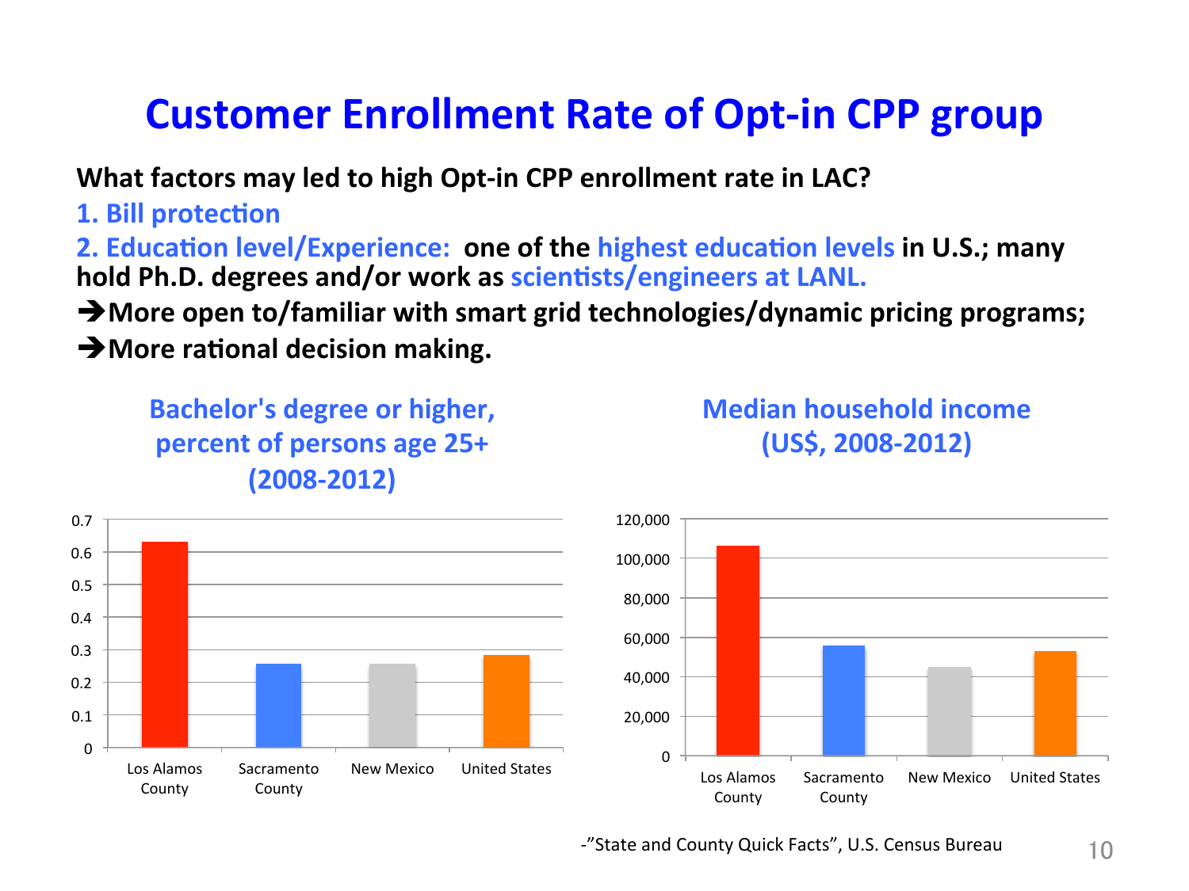# Customer Enrollment Rate of Opt-in CPP group

**What factors may led to high Opt-in CPP enrollment rate in LAC?**

**1. Bill protection**

**2. Education level/Experience: one of the highest education levels in U.S.; many hold Ph.D. degrees and/or work as scientists/engineers at LANL.**

**➔More open to/familiar with smart grid technologies/dynamic pricing programs;**

**➔More rational decision making.**

**Bachelor's degree or higher, percent of persons age 25+ (2008-2012)**

| Region | Value |
|---|---|
| Los Alamos County | ~0.63 |
| Sacramento County | ~0.26 |
| New Mexico | ~0.26 |
| United States | ~0.28 |

**Median household income (US$, 2008-2012)**

| Region | Value |
|---|---|
| Los Alamos County | ~106,000 |
| Sacramento County | ~56,000 |
| New Mexico | ~45,000 |
| United States | ~53,000 |

-"State and County Quick Facts", U.S. Census Bureau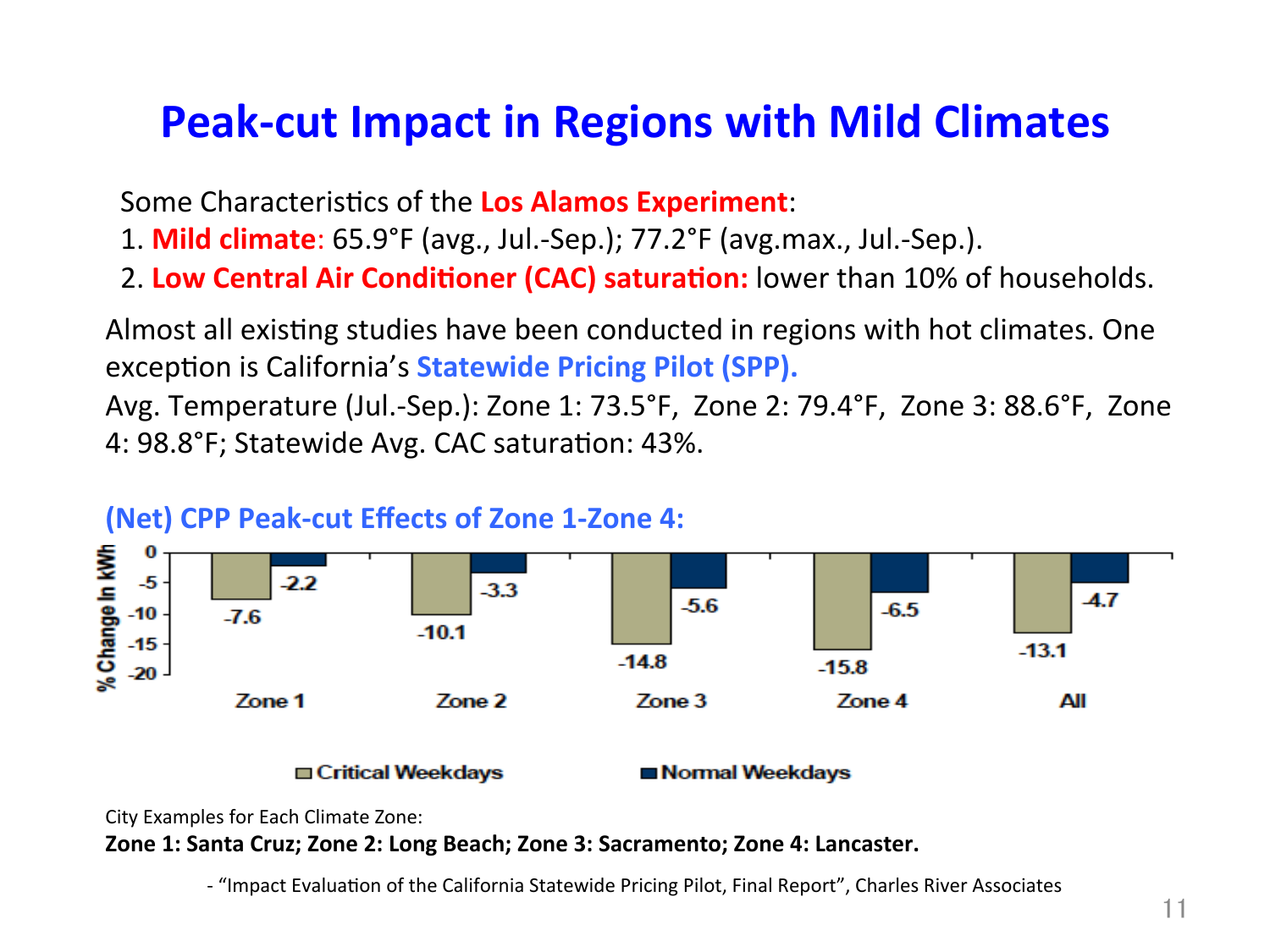# Peak-cut Impact in Regions with Mild Climates

Some Characteristics of the **Los Alamos Experiment**:

1. **Mild climate**: 65.9°F (avg., Jul.-Sep.); 77.2°F (avg.max., Jul.-Sep.).
2. **Low Central Air Conditioner (CAC) saturation:** lower than 10% of households.

Almost all existing studies have been conducted in regions with hot climates. One exception is California's **Statewide Pricing Pilot (SPP).**

Avg. Temperature (Jul.-Sep.): Zone 1: 73.5°F, Zone 2: 79.4°F, Zone 3: 88.6°F, Zone 4: 98.8°F; Statewide Avg. CAC saturation: 43%.

**(Net) CPP Peak-cut Effects of Zone 1-Zone 4:**

| % Change in kWh | Zone 1 | Zone 2 | Zone 3 | Zone 4 | All |
|---|---|---|---|---|---|
| Critical Weekdays | -7.6 | -10.1 | -14.8 | -15.8 | -13.1 |
| Normal Weekdays | -2.2 | -3.3 | -5.6 | -6.5 | -4.7 |

City Examples for Each Climate Zone:

**Zone 1: Santa Cruz; Zone 2: Long Beach; Zone 3: Sacramento; Zone 4: Lancaster.**

- "Impact Evaluation of the California Statewide Pricing Pilot, Final Report", Charles River Associates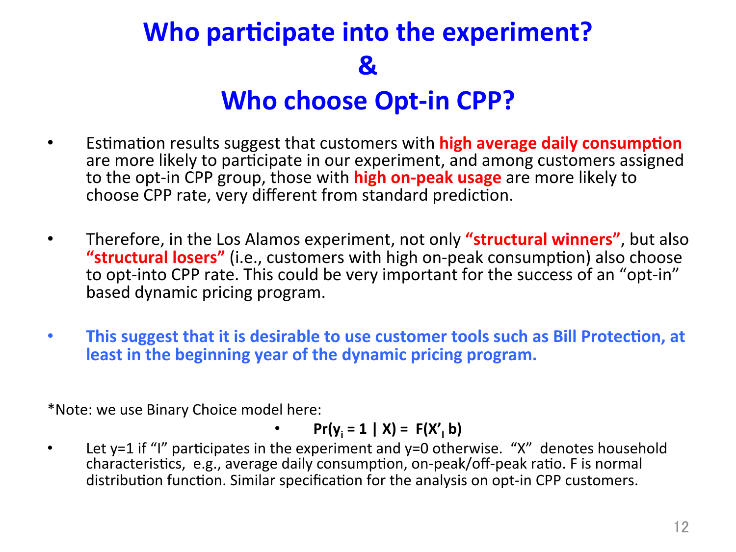# Who participate into the experiment? & Who choose Opt-in CPP?

- Estimation results suggest that customers with **high average daily consumption** are more likely to participate in our experiment, and among customers assigned to the opt-in CPP group, those with **high on-peak usage** are more likely to choose CPP rate, very different from standard prediction.

- Therefore, in the Los Alamos experiment, not only **"structural winners"**, but also **"structural losers"** (i.e., customers with high on-peak consumption) also choose to opt-into CPP rate. This could be very important for the success of an "opt-in" based dynamic pricing program.

- **This suggest that it is desirable to use customer tools such as Bill Protection, at least in the beginning year of the dynamic pricing program.**

*Note: we use Binary Choice model here:

- $\mathbf{Pr(y_i = 1 \mid X) = F(X'_I\, b)}$

- Let y=1 if "I" participates in the experiment and y=0 otherwise. "X" denotes household characteristics, e.g., average daily consumption, on-peak/off-peak ratio. F is normal distribution function. Similar specification for the analysis on opt-in CPP customers.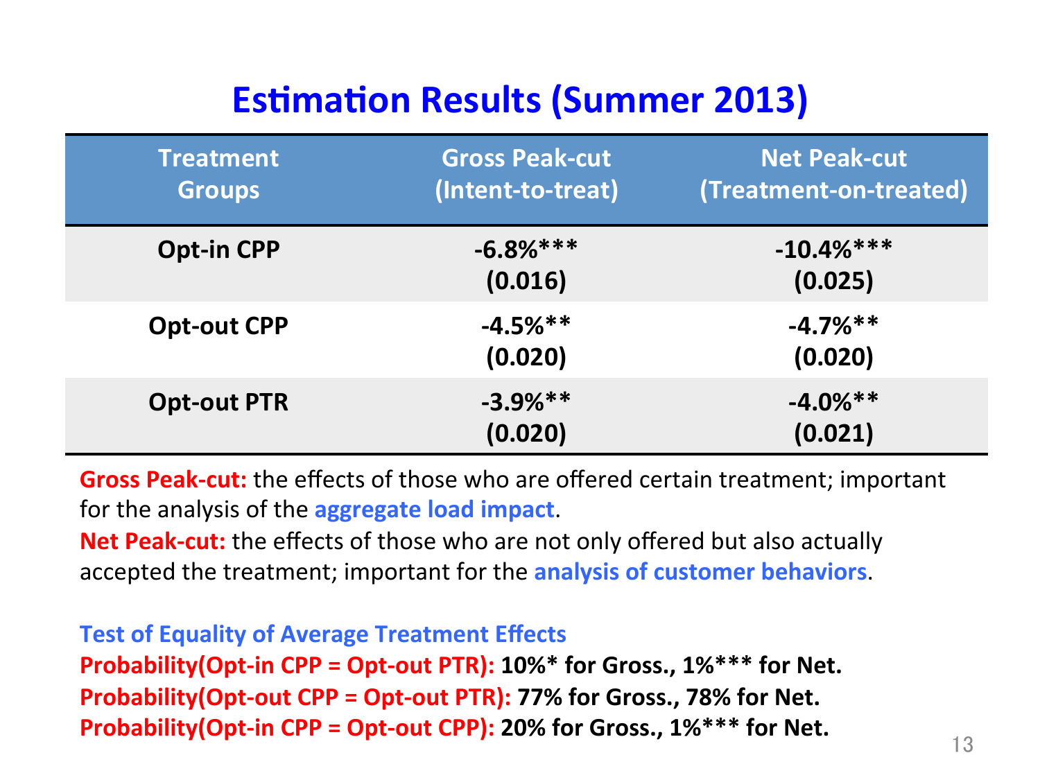# Estimation Results (Summer 2013)

| Treatment Groups | Gross Peak-cut (Intent-to-treat) | Net Peak-cut (Treatment-on-treated) |
|---|---|---|
| **Opt-in CPP** | **-6.8%*** (0.016)** | **-10.4%*** (0.025)** |
| **Opt-out CPP** | **-4.5%** (0.020)** | **-4.7%** (0.020)** |
| **Opt-out PTR** | **-3.9%** (0.020)** | **-4.0%** (0.021)** |

**Gross Peak-cut:** the effects of those who are offered certain treatment; important for the analysis of the **aggregate load impact**.

**Net Peak-cut:** the effects of those who are not only offered but also actually accepted the treatment; important for the analysis of customer behaviors.

**Test of Equality of Average Treatment Effects**

**Probability(Opt-in CPP = Opt-out PTR): 10%* for Gross., 1%*** for Net.**

**Probability(Opt-out CPP = Opt-out PTR): 77% for Gross., 78% for Net.**

**Probability(Opt-in CPP = Opt-out CPP): 20% for Gross., 1%*** for Net.**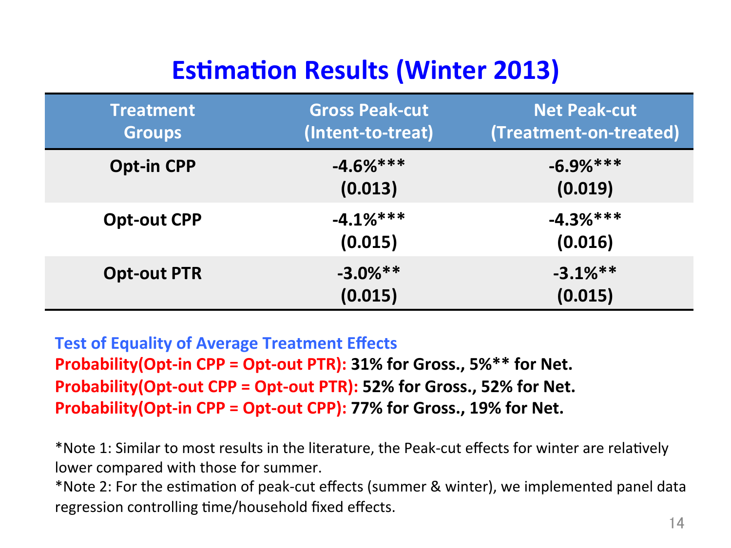# Estimation Results (Winter 2013)

| Treatment Groups | Gross Peak-cut (Intent-to-treat) | Net Peak-cut (Treatment-on-treated) |
|---|---|---|
| **Opt-in CPP** | **-4.6%*** (0.013)** | **-6.9%*** (0.019)** |
| **Opt-out CPP** | **-4.1%*** (0.015)** | **-4.3%*** (0.016)** |
| **Opt-out PTR** | **-3.0%** (0.015)** | **-3.1%** (0.015)** |

**Test of Equality of Average Treatment Effects**

**Probability(Opt-in CPP = Opt-out PTR): 31% for Gross., 5%** for Net.**

**Probability(Opt-out CPP = Opt-out PTR): 52% for Gross., 52% for Net.**

**Probability(Opt-in CPP = Opt-out CPP): 77% for Gross., 19% for Net.**

*Note 1: Similar to most results in the literature, the Peak-cut effects for winter are relatively lower compared with those for summer.

*Note 2: For the estimation of peak-cut effects (summer & winter), we implemented panel data regression controlling time/household fixed effects.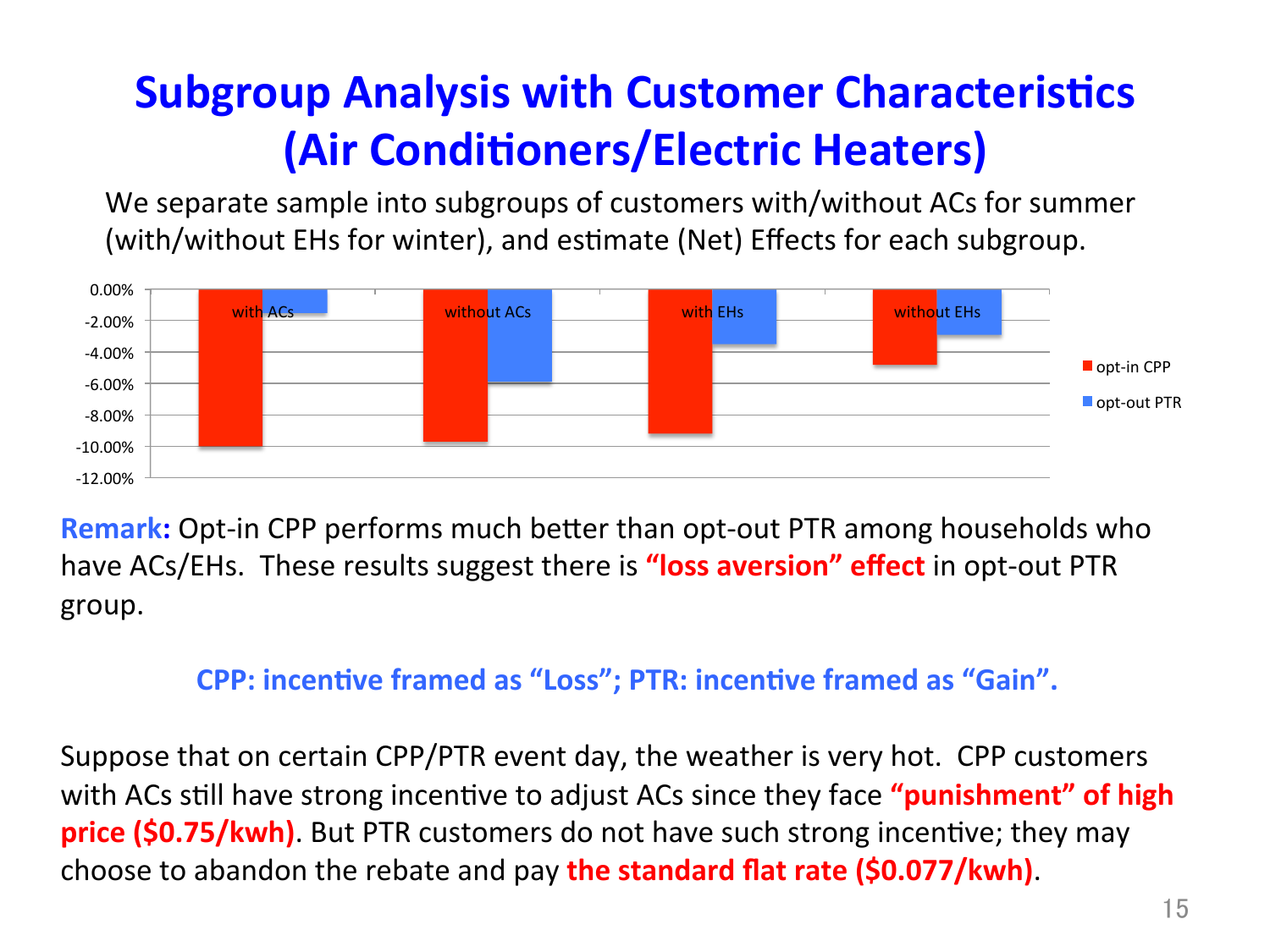# Subgroup Analysis with Customer Characteristics (Air Conditioners/Electric Heaters)

We separate sample into subgroups of customers with/without ACs for summer (with/without EHs for winter), and estimate (Net) Effects for each subgroup.

**Remark:** Opt-in CPP performs much better than opt-out PTR among households who have ACs/EHs. These results suggest there is **"loss aversion" effect** in opt-out PTR group.

**CPP: incentive framed as "Loss"; PTR: incentive framed as "Gain".**

Suppose that on certain CPP/PTR event day, the weather is very hot. CPP customers with ACs still have strong incentive to adjust ACs since they face **"punishment" of high price ($0.75/kwh)**. But PTR customers do not have such strong incentive; they may choose to abandon the rebate and pay **the standard flat rate ($0.077/kwh)**.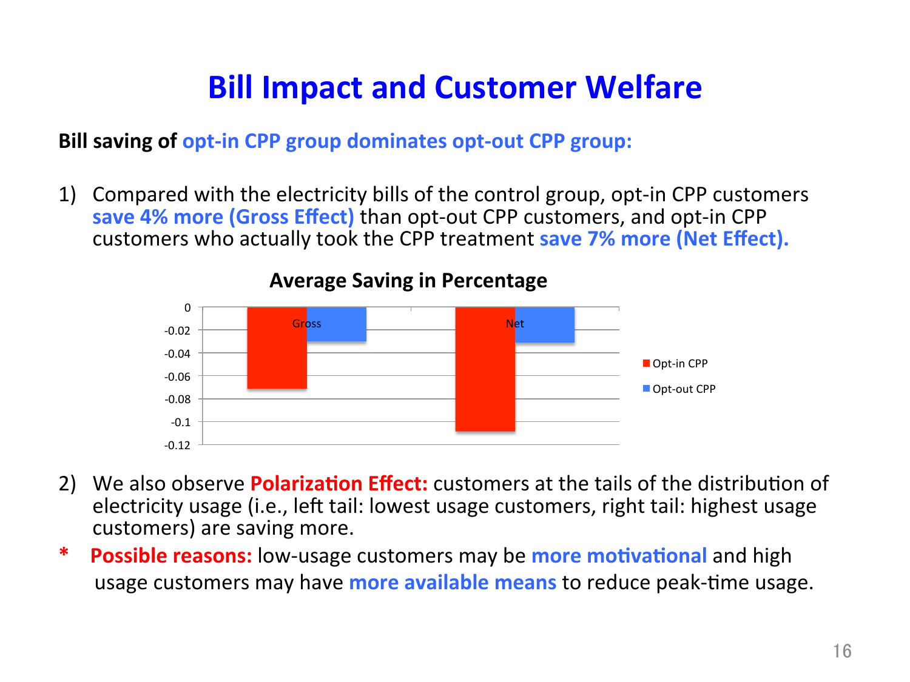# Bill Impact and Customer Welfare

**Bill saving of opt-in CPP group dominates opt-out CPP group:**

1) Compared with the electricity bills of the control group, opt-in CPP customers **save 4% more (Gross Effect)** than opt-out CPP customers, and opt-in CPP customers who actually took the CPP treatment **save 7% more (Net Effect).**

**Average Saving in Percentage**

2) We also observe **Polarization Effect:** customers at the tails of the distribution of electricity usage (i.e., left tail: lowest usage customers, right tail: highest usage customers) are saving more.

\* **Possible reasons:** low-usage customers may be **more motivational** and high usage customers may have **more available means** to reduce peak-time usage.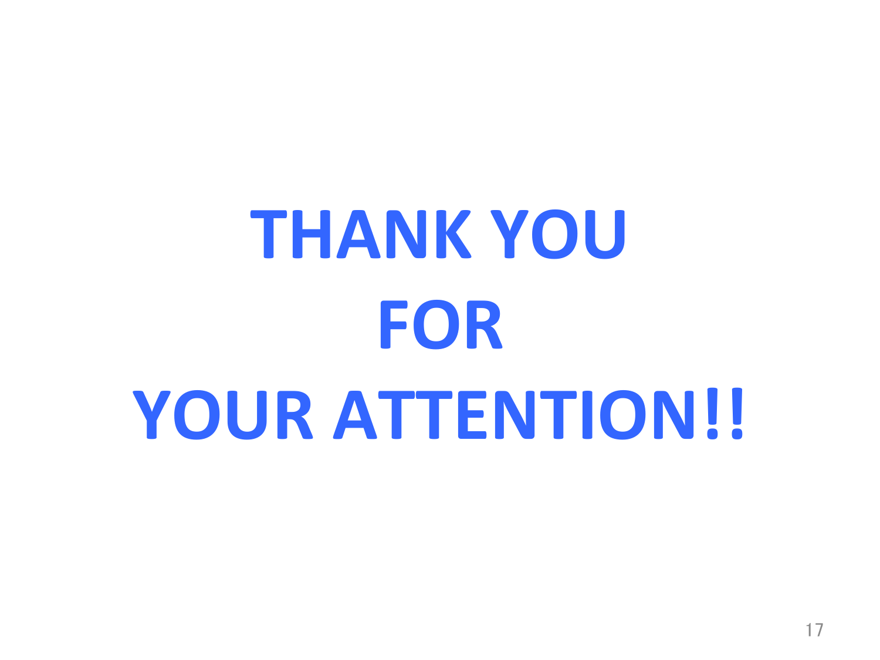# THANK YOU FOR YOUR ATTENTION!!